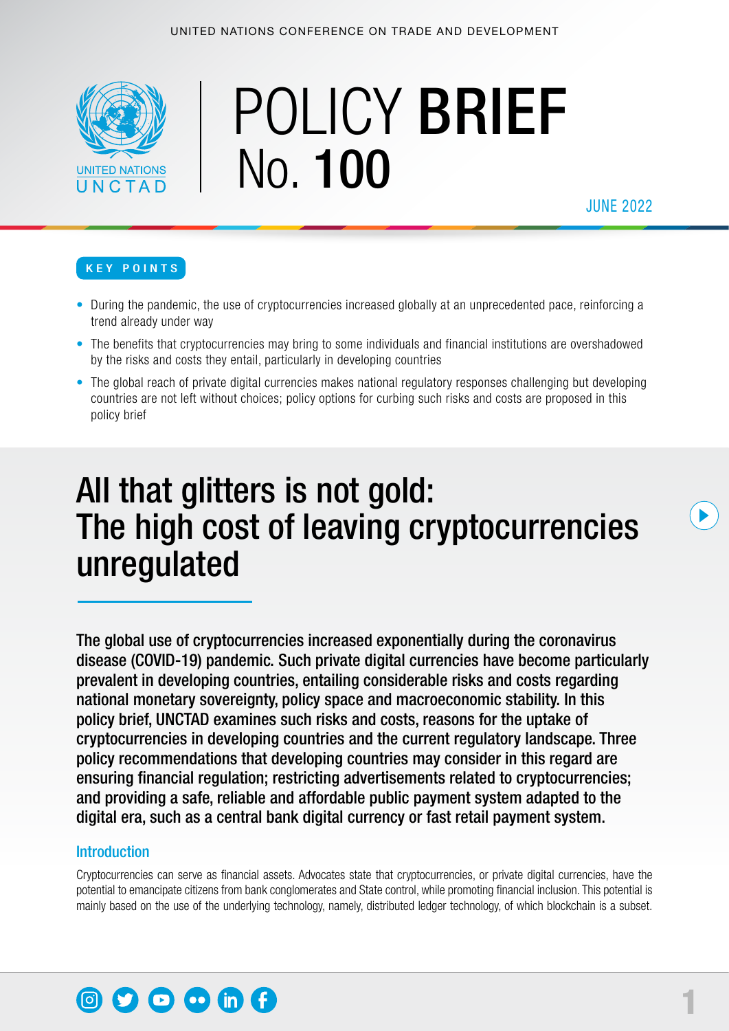UNITED NATIONS CONFERENCE ON TRADE AND DEVELOPMENT

UNITED NATIONS
UNCTAD

# POLICY **BRIEF** No. **100**

JUNE 2022

**KEY POINTS**

- During the pandemic, the use of cryptocurrencies increased globally at an unprecedented pace, reinforcing a trend already under way
- The benefits that cryptocurrencies may bring to some individuals and financial institutions are overshadowed by the risks and costs they entail, particularly in developing countries
- The global reach of private digital currencies makes national regulatory responses challenging but developing countries are not left without choices; policy options for curbing such risks and costs are proposed in this policy brief

## All that glitters is not gold: The high cost of leaving cryptocurrencies unregulated

**The global use of cryptocurrencies increased exponentially during the coronavirus disease (COVID-19) pandemic. Such private digital currencies have become particularly prevalent in developing countries, entailing considerable risks and costs regarding national monetary sovereignty, policy space and macroeconomic stability. In this policy brief, UNCTAD examines such risks and costs, reasons for the uptake of cryptocurrencies in developing countries and the current regulatory landscape. Three policy recommendations that developing countries may consider in this regard are ensuring financial regulation; restricting advertisements related to cryptocurrencies; and providing a safe, reliable and affordable public payment system adapted to the digital era, such as a central bank digital currency or fast retail payment system.**

### Introduction

Cryptocurrencies can serve as financial assets. Advocates state that cryptocurrencies, or private digital currencies, have the potential to emancipate citizens from bank conglomerates and State control, while promoting financial inclusion. This potential is mainly based on the use of the underlying technology, namely, distributed ledger technology, of which blockchain is a subset.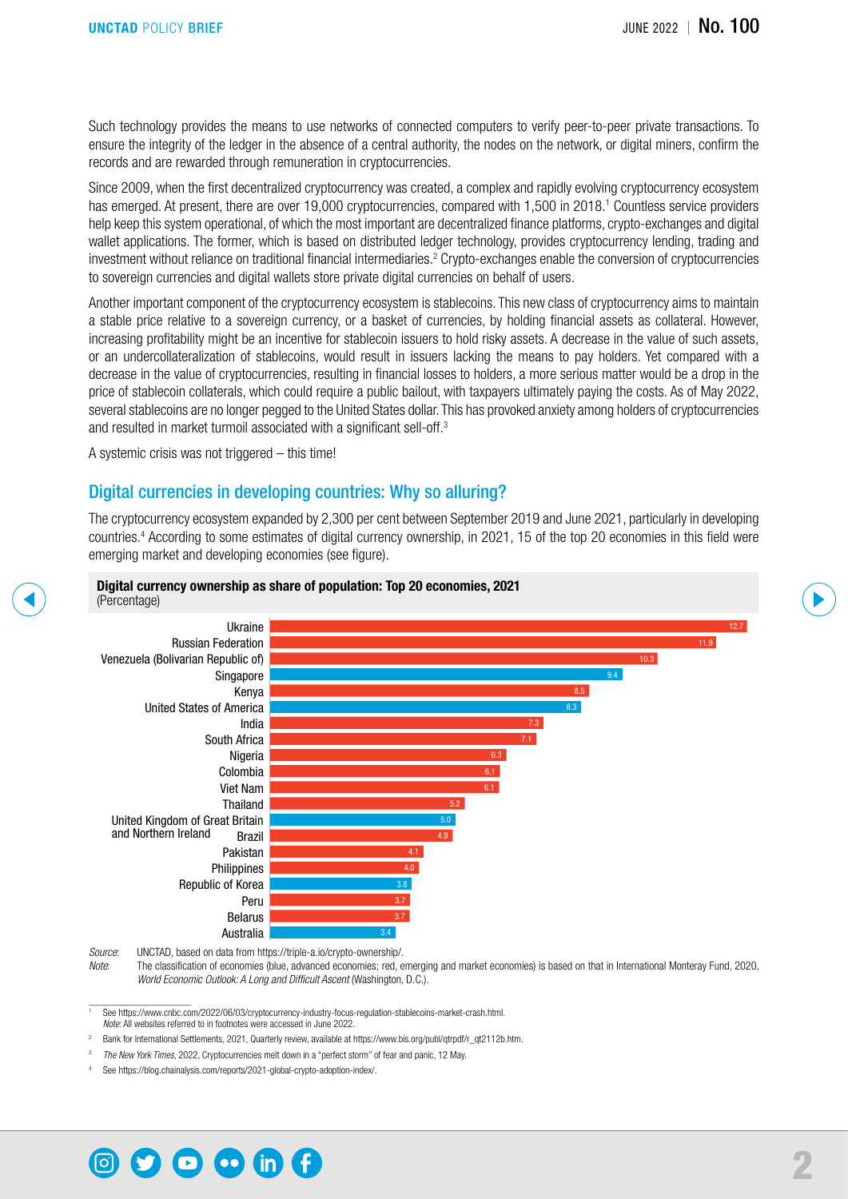Such technology provides the means to use networks of connected computers to verify peer-to-peer private transactions. To ensure the integrity of the ledger in the absence of a central authority, the nodes on the network, or digital miners, confirm the records and are rewarded through remuneration in cryptocurrencies.

Since 2009, when the first decentralized cryptocurrency was created, a complex and rapidly evolving cryptocurrency ecosystem has emerged. At present, there are over 19,000 cryptocurrencies, compared with 1,500 in 2018.[1] Countless service providers help keep this system operational, of which the most important are decentralized finance platforms, crypto-exchanges and digital wallet applications. The former, which is based on distributed ledger technology, provides cryptocurrency lending, trading and investment without reliance on traditional financial intermediaries.[2] Crypto-exchanges enable the conversion of cryptocurrencies to sovereign currencies and digital wallets store private digital currencies on behalf of users.

Another important component of the cryptocurrency ecosystem is stablecoins. This new class of cryptocurrency aims to maintain a stable price relative to a sovereign currency, or a basket of currencies, by holding financial assets as collateral. However, increasing profitability might be an incentive for stablecoin issuers to hold risky assets. A decrease in the value of such assets, or an undercollateralization of stablecoins, would result in issuers lacking the means to pay holders. Yet compared with a decrease in the value of cryptocurrencies, resulting in financial losses to holders, a more serious matter would be a drop in the price of stablecoin collaterals, which could require a public bailout, with taxpayers ultimately paying the costs. As of May 2022, several stablecoins are no longer pegged to the United States dollar. This has provoked anxiety among holders of cryptocurrencies and resulted in market turmoil associated with a significant sell-off.[3]

A systemic crisis was not triggered – this time!

## Digital currencies in developing countries: Why so alluring?

The cryptocurrency ecosystem expanded by 2,300 per cent between September 2019 and June 2021, particularly in developing countries.[4] According to some estimates of digital currency ownership, in 2021, 15 of the top 20 economies in this field were emerging market and developing economies (see figure).

**Digital currency ownership as share of population: Top 20 economies, 2021**
(Percentage)

| Economy | Share (%) |
|---|---|
| Ukraine | 12.7 |
| Russian Federation | 11.9 |
| Venezuela (Bolivarian Republic of) | 10.3 |
| Singapore | 9.4 |
| Kenya | 8.5 |
| United States of America | 8.3 |
| India | 7.3 |
| South Africa | 7.1 |
| Nigeria | 6.3 |
| Colombia | 6.1 |
| Viet Nam | 6.1 |
| Thailand | 5.2 |
| United Kingdom of Great Britain and Northern Ireland | 5.0 |
| Brazil | 4.9 |
| Pakistan | 4.1 |
| Philippines | 4.0 |
| Republic of Korea | 3.8 |
| Peru | 3.7 |
| Belarus | 3.7 |
| Australia | 3.4 |

*Source:* UNCTAD, based on data from https://triple-a.io/crypto-ownership/.
*Note:* The classification of economies (blue, advanced economies; red, emerging and market economies) is based on that in International Monteray Fund, 2020, *World Economic Outlook: A Long and Difficult Ascent* (Washington, D.C.).

---

[1] See https://www.cnbc.com/2022/06/03/cryptocurrency-industry-focus-regulation-stablecoins-market-crash.html.
*Note*: All websites referred to in footnotes were accessed in June 2022.

[2] Bank for International Settlements, 2021, Quarterly review, available at https://www.bis.org/publ/qtrpdf/r_qt2112b.htm.

[3] *The New York Times*, 2022, Cryptocurrencies melt down in a "perfect storm" of fear and panic, 12 May.

[4] See https://blog.chainalysis.com/reports/2021-global-crypto-adoption-index/.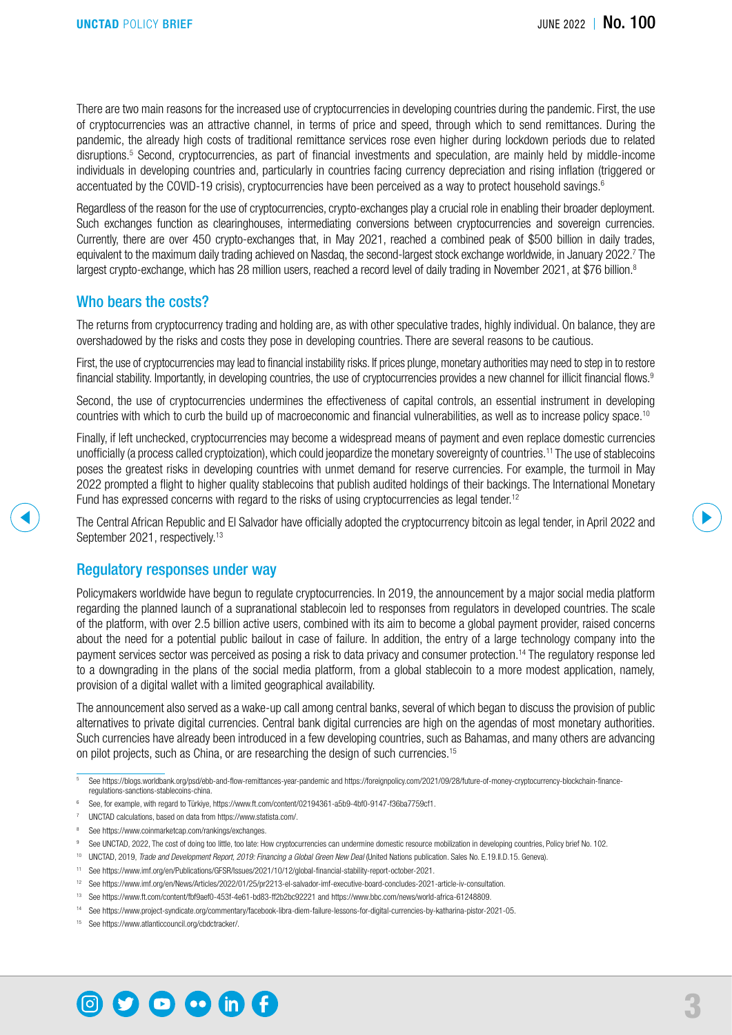There are two main reasons for the increased use of cryptocurrencies in developing countries during the pandemic. First, the use of cryptocurrencies was an attractive channel, in terms of price and speed, through which to send remittances. During the pandemic, the already high costs of traditional remittance services rose even higher during lockdown periods due to related disruptions.[5] Second, cryptocurrencies, as part of financial investments and speculation, are mainly held by middle-income individuals in developing countries and, particularly in countries facing currency depreciation and rising inflation (triggered or accentuated by the COVID-19 crisis), cryptocurrencies have been perceived as a way to protect household savings.[6]

Regardless of the reason for the use of cryptocurrencies, crypto-exchanges play a crucial role in enabling their broader deployment. Such exchanges function as clearinghouses, intermediating conversions between cryptocurrencies and sovereign currencies. Currently, there are over 450 crypto-exchanges that, in May 2021, reached a combined peak of $500 billion in daily trades, equivalent to the maximum daily trading achieved on Nasdaq, the second-largest stock exchange worldwide, in January 2022.[7] The largest crypto-exchange, which has 28 million users, reached a record level of daily trading in November 2021, at $76 billion.[8]

## Who bears the costs?

The returns from cryptocurrency trading and holding are, as with other speculative trades, highly individual. On balance, they are overshadowed by the risks and costs they pose in developing countries. There are several reasons to be cautious.

First, the use of cryptocurrencies may lead to financial instability risks. If prices plunge, monetary authorities may need to step in to restore financial stability. Importantly, in developing countries, the use of cryptocurrencies provides a new channel for illicit financial flows.[9]

Second, the use of cryptocurrencies undermines the effectiveness of capital controls, an essential instrument in developing countries with which to curb the build up of macroeconomic and financial vulnerabilities, as well as to increase policy space.[10]

Finally, if left unchecked, cryptocurrencies may become a widespread means of payment and even replace domestic currencies unofficially (a process called cryptoization), which could jeopardize the monetary sovereignty of countries.[11] The use of stablecoins poses the greatest risks in developing countries with unmet demand for reserve currencies. For example, the turmoil in May 2022 prompted a flight to higher quality stablecoins that publish audited holdings of their backings. The International Monetary Fund has expressed concerns with regard to the risks of using cryptocurrencies as legal tender.[12]

The Central African Republic and El Salvador have officially adopted the cryptocurrency bitcoin as legal tender, in April 2022 and September 2021, respectively.[13]

## Regulatory responses under way

Policymakers worldwide have begun to regulate cryptocurrencies. In 2019, the announcement by a major social media platform regarding the planned launch of a supranational stablecoin led to responses from regulators in developed countries. The scale of the platform, with over 2.5 billion active users, combined with its aim to become a global payment provider, raised concerns about the need for a potential public bailout in case of failure. In addition, the entry of a large technology company into the payment services sector was perceived as posing a risk to data privacy and consumer protection.[14] The regulatory response led to a downgrading in the plans of the social media platform, from a global stablecoin to a more modest application, namely, provision of a digital wallet with a limited geographical availability.

The announcement also served as a wake-up call among central banks, several of which began to discuss the provision of public alternatives to private digital currencies. Central bank digital currencies are high on the agendas of most monetary authorities. Such currencies have already been introduced in a few developing countries, such as Bahamas, and many others are advancing on pilot projects, such as China, or are researching the design of such currencies.[15]

---

[5] See https://blogs.worldbank.org/psd/ebb-and-flow-remittances-year-pandemic and https://foreignpolicy.com/2021/09/28/future-of-money-cryptocurrency-blockchain-finance-regulations-sanctions-stablecoins-china.

[6] See, for example, with regard to Türkiye, https://www.ft.com/content/02194361-a5b9-4bf0-9147-f36ba7759cf1.

[7] UNCTAD calculations, based on data from https://www.statista.com/.

[8] See https://www.coinmarketcap.com/rankings/exchanges.

[9] See UNCTAD, 2022, The cost of doing too little, too late: How cryptocurrencies can undermine domestic resource mobilization in developing countries, Policy brief No. 102.

[10] UNCTAD, 2019, *Trade and Development Report, 2019: Financing a Global Green New Deal* (United Nations publication. Sales No. E.19.II.D.15. Geneva).

[11] See https://www.imf.org/en/Publications/GFSR/Issues/2021/10/12/global-financial-stability-report-october-2021.

[12] See https://www.imf.org/en/News/Articles/2022/01/25/pr2213-el-salvador-imf-executive-board-concludes-2021-article-iv-consultation.

[13] See https://www.ft.com/content/fbf9aef0-453f-4e61-bd83-ff2b2bc92221 and https://www.bbc.com/news/world-africa-61248809.

[14] See https://www.project-syndicate.org/commentary/facebook-libra-diem-failure-lessons-for-digital-currencies-by-katharina-pistor-2021-05.

[15] See https://www.atlanticcouncil.org/cbdctracker/.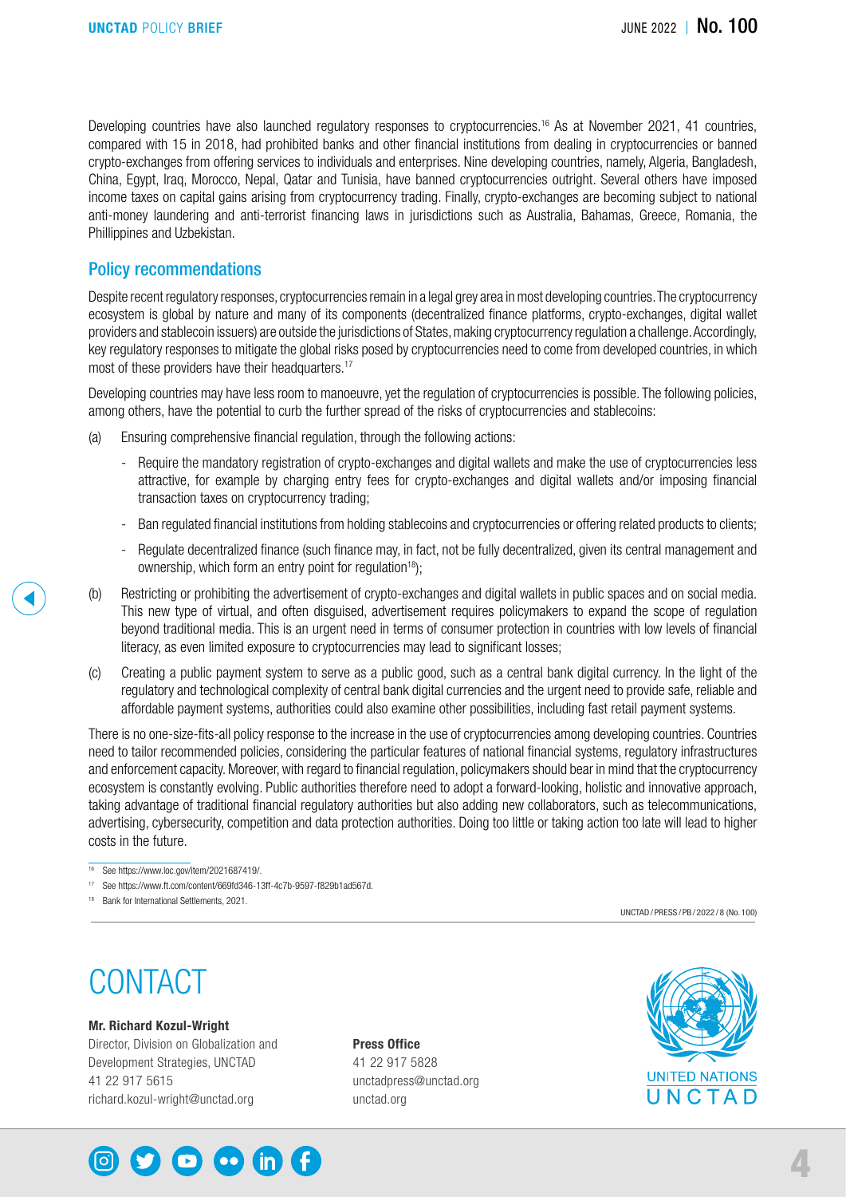Developing countries have also launched regulatory responses to cryptocurrencies.[16] As at November 2021, 41 countries, compared with 15 in 2018, had prohibited banks and other financial institutions from dealing in cryptocurrencies or banned crypto-exchanges from offering services to individuals and enterprises. Nine developing countries, namely, Algeria, Bangladesh, China, Egypt, Iraq, Morocco, Nepal, Qatar and Tunisia, have banned cryptocurrencies outright. Several others have imposed income taxes on capital gains arising from cryptocurrency trading. Finally, crypto-exchanges are becoming subject to national anti-money laundering and anti-terrorist financing laws in jurisdictions such as Australia, Bahamas, Greece, Romania, the Phillippines and Uzbekistan.

## Policy recommendations

Despite recent regulatory responses, cryptocurrencies remain in a legal grey area in most developing countries. The cryptocurrency ecosystem is global by nature and many of its components (decentralized finance platforms, crypto-exchanges, digital wallet providers and stablecoin issuers) are outside the jurisdictions of States, making cryptocurrency regulation a challenge. Accordingly, key regulatory responses to mitigate the global risks posed by cryptocurrencies need to come from developed countries, in which most of these providers have their headquarters.[17]

Developing countries may have less room to manoeuvre, yet the regulation of cryptocurrencies is possible. The following policies, among others, have the potential to curb the further spread of the risks of cryptocurrencies and stablecoins:

(a) Ensuring comprehensive financial regulation, through the following actions:

- Require the mandatory registration of crypto-exchanges and digital wallets and make the use of cryptocurrencies less attractive, for example by charging entry fees for crypto-exchanges and digital wallets and/or imposing financial transaction taxes on cryptocurrency trading;
- Ban regulated financial institutions from holding stablecoins and cryptocurrencies or offering related products to clients;
- Regulate decentralized finance (such finance may, in fact, not be fully decentralized, given its central management and ownership, which form an entry point for regulation[18]);

(b) Restricting or prohibiting the advertisement of crypto-exchanges and digital wallets in public spaces and on social media. This new type of virtual, and often disguised, advertisement requires policymakers to expand the scope of regulation beyond traditional media. This is an urgent need in terms of consumer protection in countries with low levels of financial literacy, as even limited exposure to cryptocurrencies may lead to significant losses;

(c) Creating a public payment system to serve as a public good, such as a central bank digital currency. In the light of the regulatory and technological complexity of central bank digital currencies and the urgent need to provide safe, reliable and affordable payment systems, authorities could also examine other possibilities, including fast retail payment systems.

There is no one-size-fits-all policy response to the increase in the use of cryptocurrencies among developing countries. Countries need to tailor recommended policies, considering the particular features of national financial systems, regulatory infrastructures and enforcement capacity. Moreover, with regard to financial regulation, policymakers should bear in mind that the cryptocurrency ecosystem is constantly evolving. Public authorities therefore need to adopt a forward-looking, holistic and innovative approach, taking advantage of traditional financial regulatory authorities but also adding new collaborators, such as telecommunications, advertising, cybersecurity, competition and data protection authorities. Doing too little or taking action too late will lead to higher costs in the future.

[16] See https://www.loc.gov/item/2021687419/.

[17] See https://www.ft.com/content/669fd346-13ff-4c7b-9597-f829b1ad567d.

[18] Bank for International Settlements, 2021.

UNCTAD / PRESS / PB / 2022 / 8 (No. 100)

# CONTACT

**Mr. Richard Kozul-Wright**
Director, Division on Globalization and Development Strategies, UNCTAD
41 22 917 5615
richard.kozul-wright@unctad.org

**Press Office**
41 22 917 5828
unctadpress@unctad.org
unctad.org

UNITED NATIONS
UNCTAD